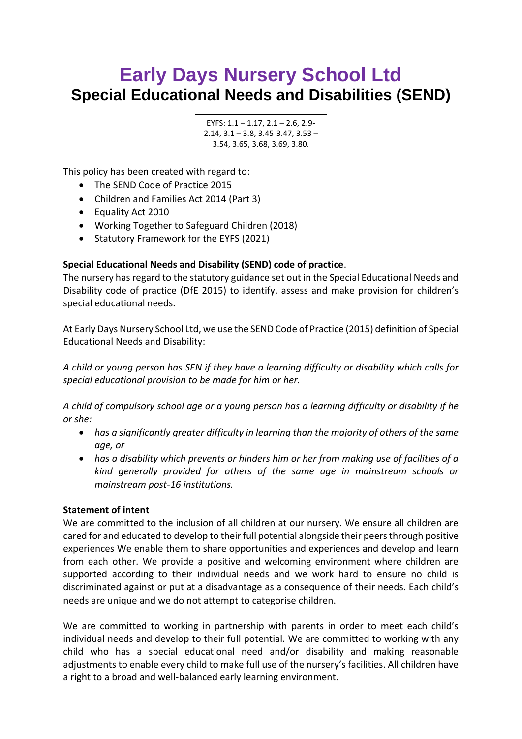# Early Days Nursery School Ltd

## Special Educational Needs and Disabilities (SEND)

EYFS: 1.1 – 1.17, 2.1 – 2.6, 2.9-2.14, 3.1 – 3.8, 3.45-3.47, 3.53 – 3.54, 3.65, 3.68, 3.69, 3.80.

This policy has been created with regard to:

- The SEND Code of Practice 2015
- Children and Families Act 2014 (Part 3)
- Equality Act 2010
- Working Together to Safeguard Children (2018)
- Statutory Framework for the EYFS (2021)

**Special Educational Needs and Disability (SEND) code of practice**.

The nursery has regard to the statutory guidance set out in the Special Educational Needs and Disability code of practice (DfE 2015) to identify, assess and make provision for children's special educational needs.

At Early Days Nursery School Ltd, we use the SEND Code of Practice (2015) definition of Special Educational Needs and Disability:

*A child or young person has SEN if they have a learning difficulty or disability which calls for special educational provision to be made for him or her.*

*A child of compulsory school age or a young person has a learning difficulty or disability if he or she:*

- *has a significantly greater difficulty in learning than the majority of others of the same age, or*
- *has a disability which prevents or hinders him or her from making use of facilities of a kind generally provided for others of the same age in mainstream schools or mainstream post-16 institutions.*

**Statement of intent**

We are committed to the inclusion of all children at our nursery. We ensure all children are cared for and educated to develop to their full potential alongside their peers through positive experiences We enable them to share opportunities and experiences and develop and learn from each other. We provide a positive and welcoming environment where children are supported according to their individual needs and we work hard to ensure no child is discriminated against or put at a disadvantage as a consequence of their needs. Each child's needs are unique and we do not attempt to categorise children.

We are committed to working in partnership with parents in order to meet each child's individual needs and develop to their full potential. We are committed to working with any child who has a special educational need and/or disability and making reasonable adjustments to enable every child to make full use of the nursery's facilities. All children have a right to a broad and well-balanced early learning environment.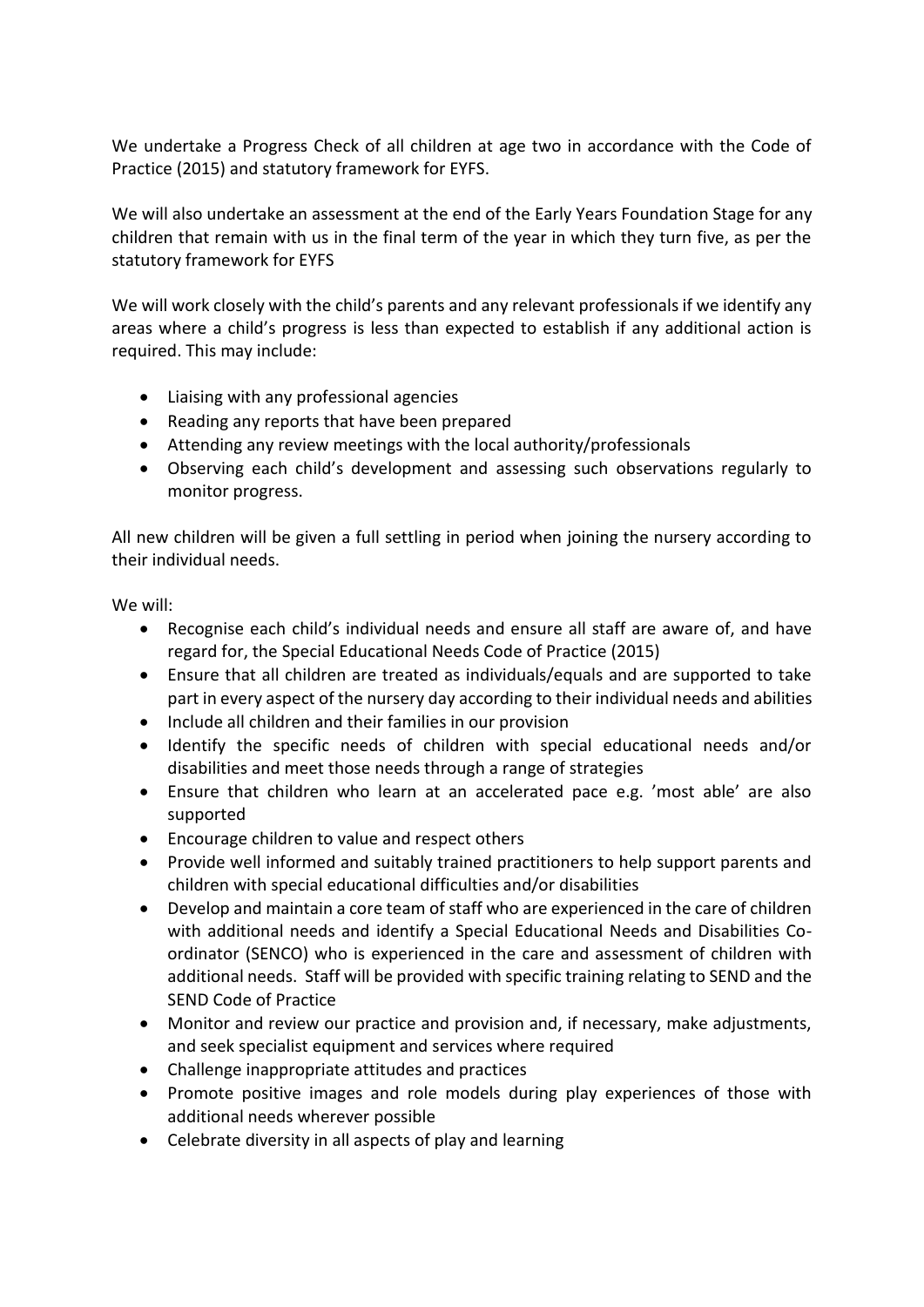We undertake a Progress Check of all children at age two in accordance with the Code of Practice (2015) and statutory framework for EYFS.

We will also undertake an assessment at the end of the Early Years Foundation Stage for any children that remain with us in the final term of the year in which they turn five, as per the statutory framework for EYFS

We will work closely with the child's parents and any relevant professionals if we identify any areas where a child's progress is less than expected to establish if any additional action is required. This may include:

- Liaising with any professional agencies
- Reading any reports that have been prepared
- Attending any review meetings with the local authority/professionals
- Observing each child's development and assessing such observations regularly to monitor progress.

All new children will be given a full settling in period when joining the nursery according to their individual needs.

We will:

- Recognise each child's individual needs and ensure all staff are aware of, and have regard for, the Special Educational Needs Code of Practice (2015)
- Ensure that all children are treated as individuals/equals and are supported to take part in every aspect of the nursery day according to their individual needs and abilities
- Include all children and their families in our provision
- Identify the specific needs of children with special educational needs and/or disabilities and meet those needs through a range of strategies
- Ensure that children who learn at an accelerated pace e.g. 'most able' are also supported
- Encourage children to value and respect others
- Provide well informed and suitably trained practitioners to help support parents and children with special educational difficulties and/or disabilities
- Develop and maintain a core team of staff who are experienced in the care of children with additional needs and identify a Special Educational Needs and Disabilities Co-ordinator (SENCO) who is experienced in the care and assessment of children with additional needs. Staff will be provided with specific training relating to SEND and the SEND Code of Practice
- Monitor and review our practice and provision and, if necessary, make adjustments, and seek specialist equipment and services where required
- Challenge inappropriate attitudes and practices
- Promote positive images and role models during play experiences of those with additional needs wherever possible
- Celebrate diversity in all aspects of play and learning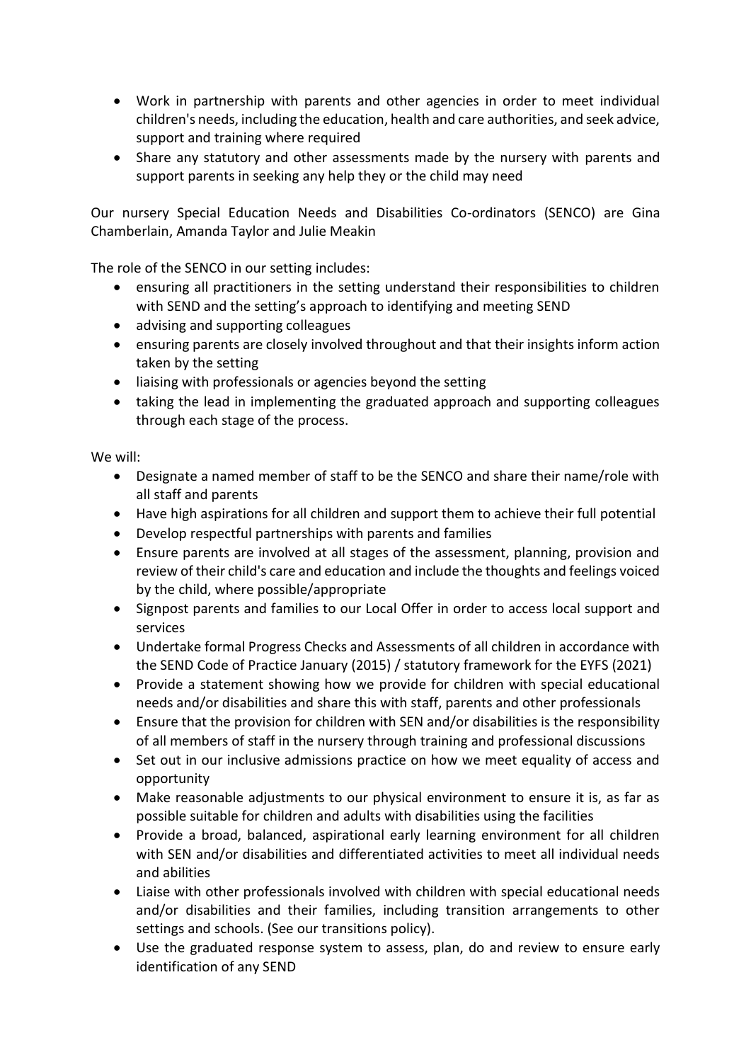- Work in partnership with parents and other agencies in order to meet individual children's needs, including the education, health and care authorities, and seek advice, support and training where required
- Share any statutory and other assessments made by the nursery with parents and support parents in seeking any help they or the child may need

Our nursery Special Education Needs and Disabilities Co-ordinators (SENCO) are Gina Chamberlain, Amanda Taylor and Julie Meakin

The role of the SENCO in our setting includes:

- ensuring all practitioners in the setting understand their responsibilities to children with SEND and the setting's approach to identifying and meeting SEND
- advising and supporting colleagues
- ensuring parents are closely involved throughout and that their insights inform action taken by the setting
- liaising with professionals or agencies beyond the setting
- taking the lead in implementing the graduated approach and supporting colleagues through each stage of the process.

We will:

- Designate a named member of staff to be the SENCO and share their name/role with all staff and parents
- Have high aspirations for all children and support them to achieve their full potential
- Develop respectful partnerships with parents and families
- Ensure parents are involved at all stages of the assessment, planning, provision and review of their child's care and education and include the thoughts and feelings voiced by the child, where possible/appropriate
- Signpost parents and families to our Local Offer in order to access local support and services
- Undertake formal Progress Checks and Assessments of all children in accordance with the SEND Code of Practice January (2015) / statutory framework for the EYFS (2021)
- Provide a statement showing how we provide for children with special educational needs and/or disabilities and share this with staff, parents and other professionals
- Ensure that the provision for children with SEN and/or disabilities is the responsibility of all members of staff in the nursery through training and professional discussions
- Set out in our inclusive admissions practice on how we meet equality of access and opportunity
- Make reasonable adjustments to our physical environment to ensure it is, as far as possible suitable for children and adults with disabilities using the facilities
- Provide a broad, balanced, aspirational early learning environment for all children with SEN and/or disabilities and differentiated activities to meet all individual needs and abilities
- Liaise with other professionals involved with children with special educational needs and/or disabilities and their families, including transition arrangements to other settings and schools. (See our transitions policy).
- Use the graduated response system to assess, plan, do and review to ensure early identification of any SEND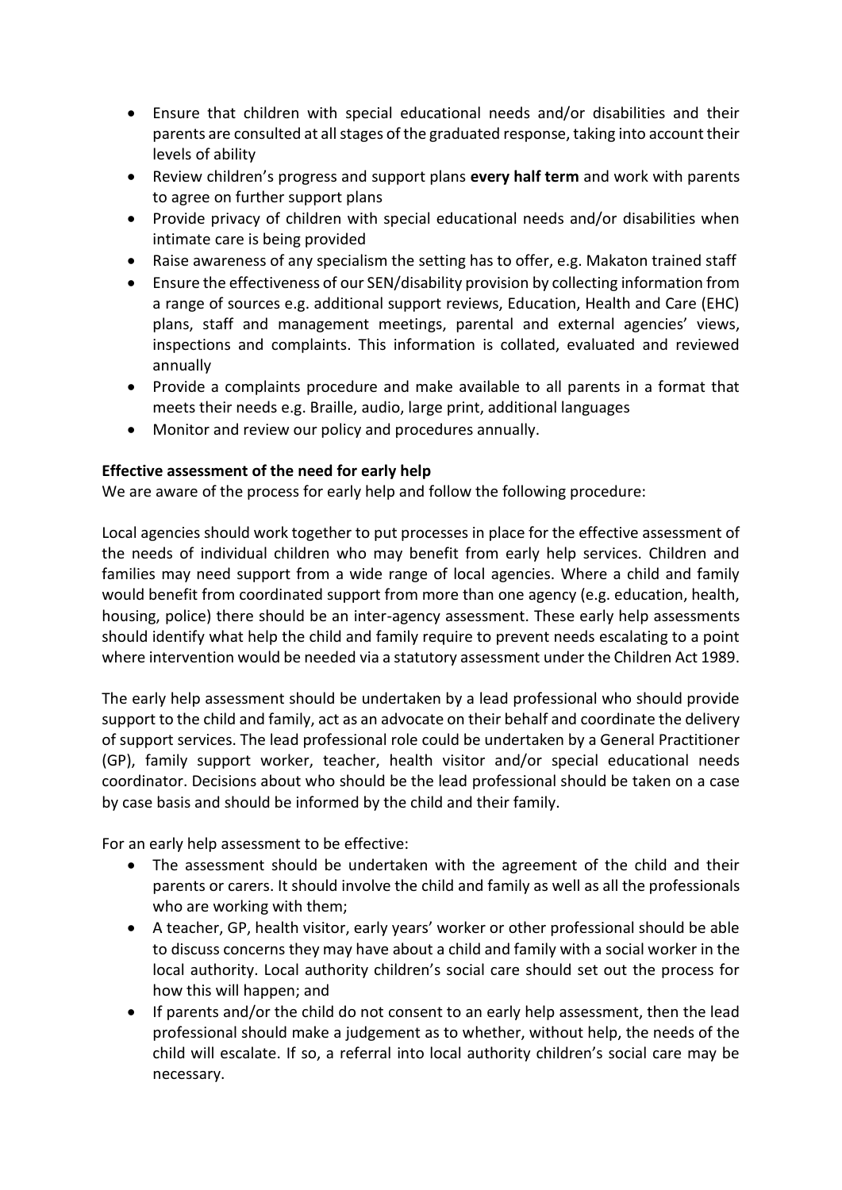- Ensure that children with special educational needs and/or disabilities and their parents are consulted at all stages of the graduated response, taking into account their levels of ability
- Review children's progress and support plans **every half term** and work with parents to agree on further support plans
- Provide privacy of children with special educational needs and/or disabilities when intimate care is being provided
- Raise awareness of any specialism the setting has to offer, e.g. Makaton trained staff
- Ensure the effectiveness of our SEN/disability provision by collecting information from a range of sources e.g. additional support reviews, Education, Health and Care (EHC) plans, staff and management meetings, parental and external agencies' views, inspections and complaints. This information is collated, evaluated and reviewed annually
- Provide a complaints procedure and make available to all parents in a format that meets their needs e.g. Braille, audio, large print, additional languages
- Monitor and review our policy and procedures annually.

**Effective assessment of the need for early help**

We are aware of the process for early help and follow the following procedure:

Local agencies should work together to put processes in place for the effective assessment of the needs of individual children who may benefit from early help services. Children and families may need support from a wide range of local agencies. Where a child and family would benefit from coordinated support from more than one agency (e.g. education, health, housing, police) there should be an inter-agency assessment. These early help assessments should identify what help the child and family require to prevent needs escalating to a point where intervention would be needed via a statutory assessment under the Children Act 1989.

The early help assessment should be undertaken by a lead professional who should provide support to the child and family, act as an advocate on their behalf and coordinate the delivery of support services. The lead professional role could be undertaken by a General Practitioner (GP), family support worker, teacher, health visitor and/or special educational needs coordinator. Decisions about who should be the lead professional should be taken on a case by case basis and should be informed by the child and their family.

For an early help assessment to be effective:

- The assessment should be undertaken with the agreement of the child and their parents or carers. It should involve the child and family as well as all the professionals who are working with them;
- A teacher, GP, health visitor, early years' worker or other professional should be able to discuss concerns they may have about a child and family with a social worker in the local authority. Local authority children's social care should set out the process for how this will happen; and
- If parents and/or the child do not consent to an early help assessment, then the lead professional should make a judgement as to whether, without help, the needs of the child will escalate. If so, a referral into local authority children's social care may be necessary.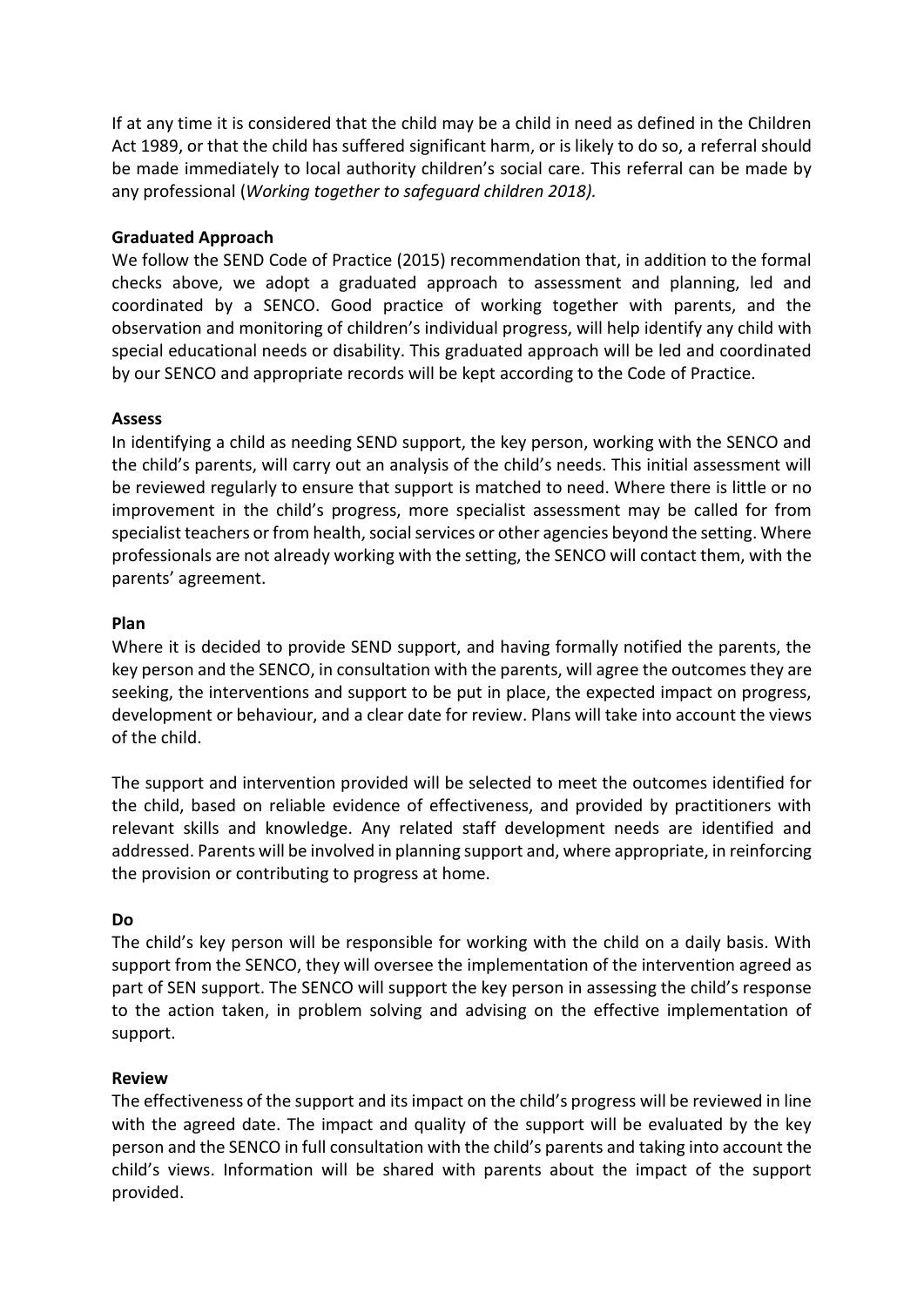If at any time it is considered that the child may be a child in need as defined in the Children Act 1989, or that the child has suffered significant harm, or is likely to do so, a referral should be made immediately to local authority children's social care. This referral can be made by any professional (*Working together to safeguard children 2018).*

**Graduated Approach**

We follow the SEND Code of Practice (2015) recommendation that, in addition to the formal checks above, we adopt a graduated approach to assessment and planning, led and coordinated by a SENCO. Good practice of working together with parents, and the observation and monitoring of children's individual progress, will help identify any child with special educational needs or disability. This graduated approach will be led and coordinated by our SENCO and appropriate records will be kept according to the Code of Practice.

**Assess**

In identifying a child as needing SEND support, the key person, working with the SENCO and the child's parents, will carry out an analysis of the child's needs. This initial assessment will be reviewed regularly to ensure that support is matched to need. Where there is little or no improvement in the child's progress, more specialist assessment may be called for from specialist teachers or from health, social services or other agencies beyond the setting. Where professionals are not already working with the setting, the SENCO will contact them, with the parents' agreement.

**Plan**

Where it is decided to provide SEND support, and having formally notified the parents, the key person and the SENCO, in consultation with the parents, will agree the outcomes they are seeking, the interventions and support to be put in place, the expected impact on progress, development or behaviour, and a clear date for review. Plans will take into account the views of the child.

The support and intervention provided will be selected to meet the outcomes identified for the child, based on reliable evidence of effectiveness, and provided by practitioners with relevant skills and knowledge. Any related staff development needs are identified and addressed. Parents will be involved in planning support and, where appropriate, in reinforcing the provision or contributing to progress at home.

**Do**

The child's key person will be responsible for working with the child on a daily basis. With support from the SENCO, they will oversee the implementation of the intervention agreed as part of SEN support. The SENCO will support the key person in assessing the child's response to the action taken, in problem solving and advising on the effective implementation of support.

**Review**

The effectiveness of the support and its impact on the child's progress will be reviewed in line with the agreed date. The impact and quality of the support will be evaluated by the key person and the SENCO in full consultation with the child's parents and taking into account the child's views. Information will be shared with parents about the impact of the support provided.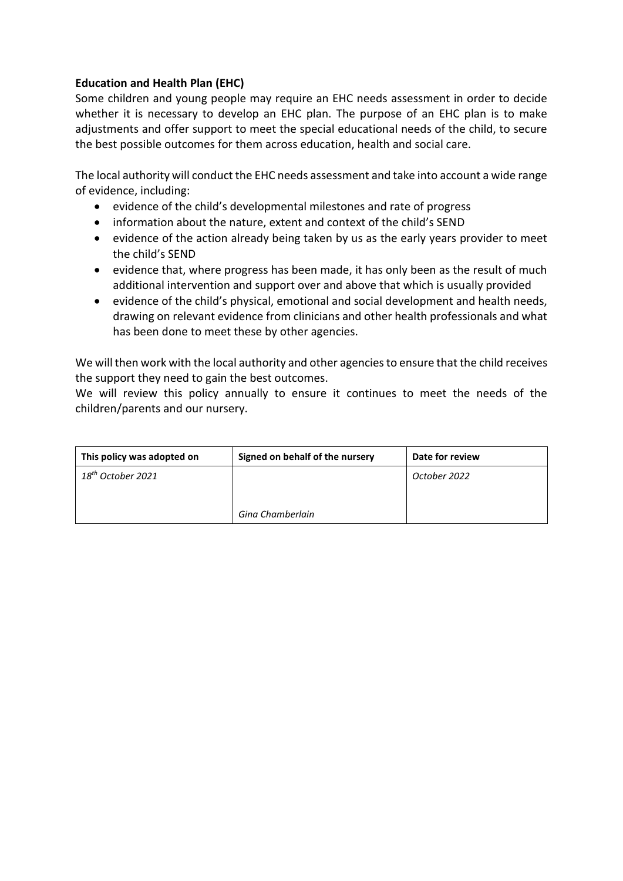**Education and Health Plan (EHC)**

Some children and young people may require an EHC needs assessment in order to decide whether it is necessary to develop an EHC plan. The purpose of an EHC plan is to make adjustments and offer support to meet the special educational needs of the child, to secure the best possible outcomes for them across education, health and social care.

The local authority will conduct the EHC needs assessment and take into account a wide range of evidence, including:

- evidence of the child's developmental milestones and rate of progress
- information about the nature, extent and context of the child's SEND
- evidence of the action already being taken by us as the early years provider to meet the child's SEND
- evidence that, where progress has been made, it has only been as the result of much additional intervention and support over and above that which is usually provided
- evidence of the child's physical, emotional and social development and health needs, drawing on relevant evidence from clinicians and other health professionals and what has been done to meet these by other agencies.

We will then work with the local authority and other agencies to ensure that the child receives the support they need to gain the best outcomes.

We will review this policy annually to ensure it continues to meet the needs of the children/parents and our nursery.

| This policy was adopted on | Signed on behalf of the nursery | Date for review |
|---|---|---|
| *18th October 2021* | *Gina Chamberlain* | *October 2022* |